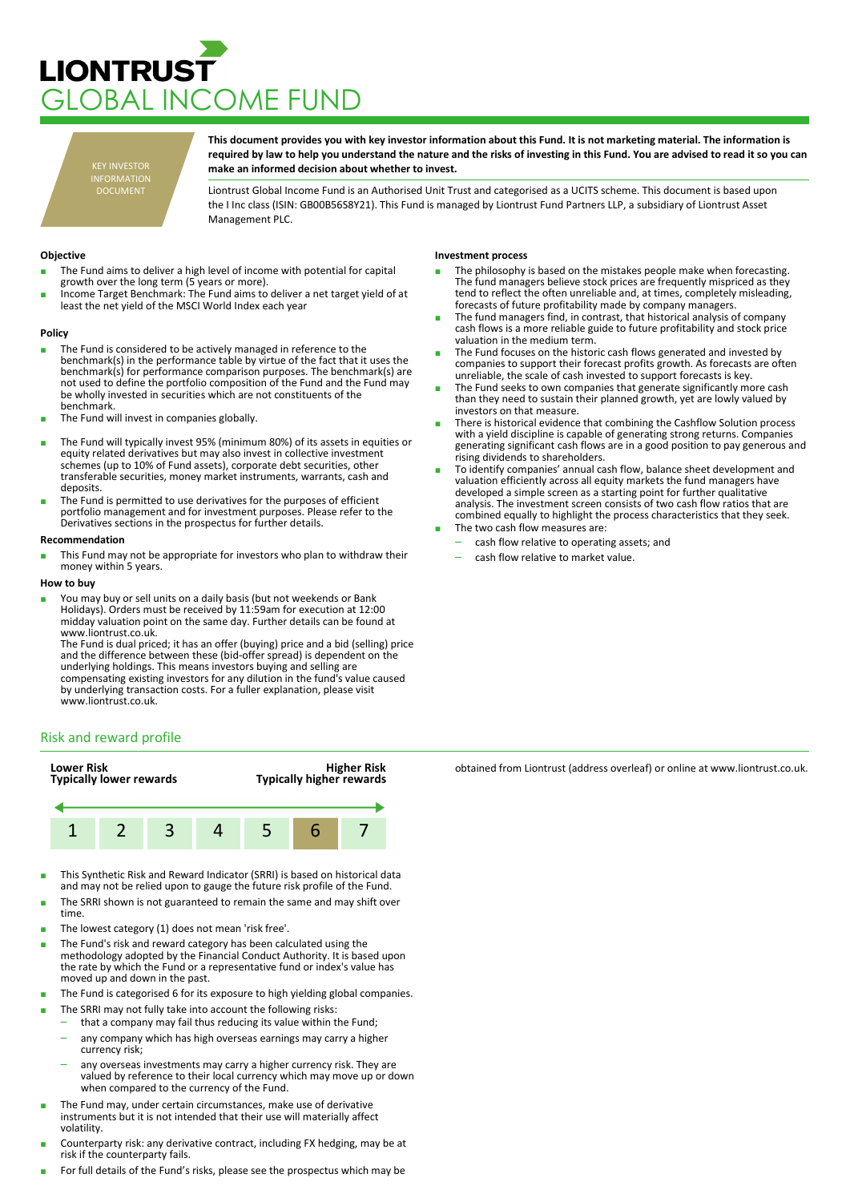# LIONTRUST GLOBAL INCOME FUND

KEY INVESTOR INFORMATION DOCUMENT

**This document provides you with key investor information about this Fund. It is not marketing material. The information is required by law to help you understand the nature and the risks of investing in this Fund. You are advised to read it so you can make an informed decision about whether to invest.**

Liontrust Global Income Fund is an Authorised Unit Trust and categorised as a UCITS scheme. This document is based upon the I Inc class (ISIN: GB00B56S8Y21). This Fund is managed by Liontrust Fund Partners LLP, a subsidiary of Liontrust Asset Management PLC.

### Objective

- The Fund aims to deliver a high level of income with potential for capital growth over the long term (5 years or more).
- Income Target Benchmark: The Fund aims to deliver a net target yield of at least the net yield of the MSCI World Index each year

### Policy

- The Fund is considered to be actively managed in reference to the benchmark(s) in the performance table by virtue of the fact that it uses the benchmark(s) for performance comparison purposes. The benchmark(s) are not used to define the portfolio composition of the Fund and the Fund may be wholly invested in securities which are not constituents of the benchmark.
- The Fund will invest in companies globally.
- The Fund will typically invest 95% (minimum 80%) of its assets in equities or equity related derivatives but may also invest in collective investment schemes (up to 10% of Fund assets), corporate debt securities, other transferable securities, money market instruments, warrants, cash and deposits.
- The Fund is permitted to use derivatives for the purposes of efficient portfolio management and for investment purposes. Please refer to the Derivatives sections in the prospectus for further details.

### Recommendation

- This Fund may not be appropriate for investors who plan to withdraw their money within 5 years.

### How to buy

- You may buy or sell units on a daily basis (but not weekends or Bank Holidays). Orders must be received by 11:59am for execution at 12:00 midday valuation point on the same day. Further details can be found at www.liontrust.co.uk.
  The Fund is dual priced; it has an offer (buying) price and a bid (selling) price and the difference between these (bid-offer spread) is dependent on the underlying holdings. This means investors buying and selling are compensating existing investors for any dilution in the fund's value caused by underlying transaction costs. For a fuller explanation, please visit www.liontrust.co.uk.

### Investment process

- The philosophy is based on the mistakes people make when forecasting. The fund managers believe stock prices are frequently mispriced as they tend to reflect the often unreliable and, at times, completely misleading, forecasts of future profitability made by company managers.
- The fund managers find, in contrast, that historical analysis of company cash flows is a more reliable guide to future profitability and stock price valuation in the medium term.
- The Fund focuses on the historic cash flows generated and invested by companies to support their forecast profits growth. As forecasts are often unreliable, the scale of cash invested to support forecasts is key.
- The Fund seeks to own companies that generate significantly more cash than they need to sustain their planned growth, yet are lowly valued by investors on that measure.
- There is historical evidence that combining the Cashflow Solution process with a yield discipline is capable of generating strong returns. Companies generating significant cash flows are in a good position to pay generous and rising dividends to shareholders.
- To identify companies' annual cash flow, balance sheet development and valuation efficiently across all equity markets the fund managers have developed a simple screen as a starting point for further qualitative analysis. The investment screen consists of two cash flow ratios that are combined equally to highlight the process characteristics that they seek.
- The two cash flow measures are:
  - cash flow relative to operating assets; and
  - cash flow relative to market value.

## Risk and reward profile

**Lower Risk** — Typically lower rewards | **Higher Risk** — Typically higher rewards

| 1 | 2 | 3 | 4 | 5 | **6** | 7 |
|---|---|---|---|---|---|---|

- This Synthetic Risk and Reward Indicator (SRRI) is based on historical data and may not be relied upon to gauge the future risk profile of the Fund.
- The SRRI shown is not guaranteed to remain the same and may shift over time.
- The lowest category (1) does not mean 'risk free'.
- The Fund's risk and reward category has been calculated using the methodology adopted by the Financial Conduct Authority. It is based upon the rate by which the Fund or a representative fund or index's value has moved up and down in the past.
- The Fund is categorised 6 for its exposure to high yielding global companies.
- The SRRI may not fully take into account the following risks:
  - that a company may fail thus reducing its value within the Fund;
  - any company which has high overseas earnings may carry a higher currency risk;
  - any overseas investments may carry a higher currency risk. They are valued by reference to their local currency which may move up or down when compared to the currency of the Fund.
- The Fund may, under certain circumstances, make use of derivative instruments but it is not intended that their use will materially affect volatility.
- Counterparty risk: any derivative contract, including FX hedging, may be at risk if the counterparty fails.
- For full details of the Fund's risks, please see the prospectus which may be obtained from Liontrust (address overleaf) or online at www.liontrust.co.uk.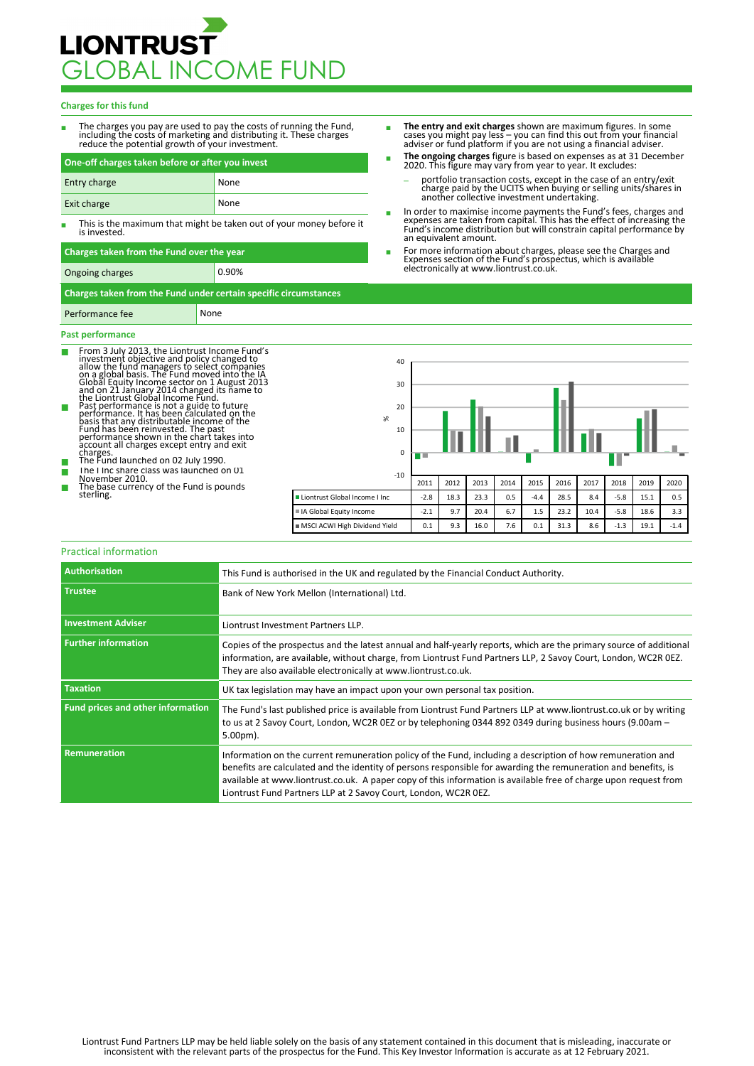# LIONTRUST GLOBAL INCOME FUND

### Charges for this fund

- The charges you pay are used to pay the costs of running the Fund, including the costs of marketing and distributing it. These charges reduce the potential growth of your investment.

| One-off charges taken before or after you invest | |
|---|---|
| Entry charge | None |
| Exit charge | None |

- This is the maximum that might be taken out of your money before it is invested.

| Charges taken from the Fund over the year | |
|---|---|
| Ongoing charges | 0.90% |

- **The entry and exit charges** shown are maximum figures. In some cases you might pay less – you can find this out from your financial adviser or fund platform if you are not using a financial adviser.
- **The ongoing charges** figure is based on expenses as at 31 December 2020. This figure may vary from year to year. It excludes:
  - portfolio transaction costs, except in the case of an entry/exit charge paid by the UCITS when buying or selling units/shares in another collective investment undertaking.
- In order to maximise income payments the Fund's fees, charges and expenses are taken from capital. This has the effect of increasing the Fund's income distribution but will constrain capital performance by an equivalent amount.
- For more information about charges, please see the Charges and Expenses section of the Fund's prospectus, which is available electronically at www.liontrust.co.uk.

| Charges taken from the Fund under certain specific circumstances | |
|---|---|
| Performance fee | None |

### Past performance

- From 3 July 2013, the Liontrust Income Fund's investment objective and policy changed to allow the fund managers to select companies on a global basis. The Fund moved into the IA Global Equity Income sector on 1 August 2013 and on 21 January 2014 changed its name to the Liontrust Global Income Fund.
- Past performance is not a guide to future performance. It has been calculated on the basis that any distributable income of the Fund has been reinvested. The past performance shown in the chart takes into account all charges except entry and exit charges.
- The Fund launched on 02 July 1990.
- The I Inc share class was launched on 01 November 2010.
- The base currency of the Fund is pounds sterling.

40
30
20
10
0
-10
%

| | 2011 | 2012 | 2013 | 2014 | 2015 | 2016 | 2017 | 2018 | 2019 | 2020 |
|---|---|---|---|---|---|---|---|---|---|---|
| Liontrust Global Income I Inc | -2.8 | 18.3 | 23.3 | 0.5 | -4.4 | 28.5 | 8.4 | -5.8 | 15.1 | 0.5 |
| IA Global Equity Income | -2.1 | 9.7 | 20.4 | 6.7 | 1.5 | 23.2 | 10.4 | -5.8 | 18.6 | 3.3 |
| MSCI ACWI High Dividend Yield | 0.1 | 9.3 | 16.0 | 7.6 | 0.1 | 31.3 | 8.6 | -1.3 | 19.1 | -1.4 |

### Practical information

| | |
|---|---|
| **Authorisation** | This Fund is authorised in the UK and regulated by the Financial Conduct Authority. |
| **Trustee** | Bank of New York Mellon (International) Ltd. |
| **Investment Adviser** | Liontrust Investment Partners LLP. |
| **Further information** | Copies of the prospectus and the latest annual and half-yearly reports, which are the primary source of additional information, are available, without charge, from Liontrust Fund Partners LLP, 2 Savoy Court, London, WC2R 0EZ. They are also available electronically at www.liontrust.co.uk. |
| **Taxation** | UK tax legislation may have an impact upon your own personal tax position. |
| **Fund prices and other information** | The Fund's last published price is available from Liontrust Fund Partners LLP at www.liontrust.co.uk or by writing to us at 2 Savoy Court, London, WC2R 0EZ or by telephoning 0344 892 0349 during business hours (9.00am – 5.00pm). |
| **Remuneration** | Information on the current remuneration policy of the Fund, including a description of how remuneration and benefits are calculated and the identity of persons responsible for awarding the remuneration and benefits, is available at www.liontrust.co.uk. A paper copy of this information is available free of charge upon request from Liontrust Fund Partners LLP at 2 Savoy Court, London, WC2R 0EZ. |

Liontrust Fund Partners LLP may be held liable solely on the basis of any statement contained in this document that is misleading, inaccurate or inconsistent with the relevant parts of the prospectus for the Fund. This Key Investor Information is accurate as at 12 February 2021.